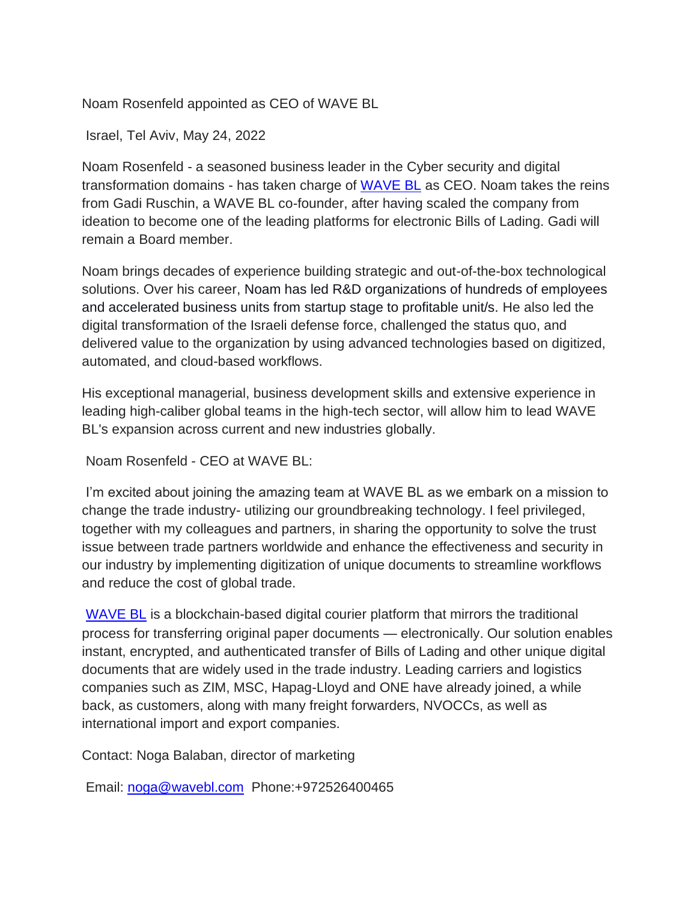# Noam Rosenfeld appointed as CEO of WAVE BL

Israel, Tel Aviv, May 24, 2022

Noam Rosenfeld - a seasoned business leader in the Cyber security and digital transformation domains - has taken charge of WAVE BL as CEO. Noam takes the reins from Gadi Ruschin, a WAVE BL co-founder, after having scaled the company from ideation to become one of the leading platforms for electronic Bills of Lading. Gadi will remain a Board member.

Noam brings decades of experience building strategic and out-of-the-box technological solutions. Over his career, Noam has led R&D organizations of hundreds of employees and accelerated business units from startup stage to profitable unit/s. He also led the digital transformation of the Israeli defense force, challenged the status quo, and delivered value to the organization by using advanced technologies based on digitized, automated, and cloud-based workflows.

His exceptional managerial, business development skills and extensive experience in leading high-caliber global teams in the high-tech sector, will allow him to lead WAVE BL's expansion across current and new industries globally.

Noam Rosenfeld - CEO at WAVE BL:

I'm excited about joining the amazing team at WAVE BL as we embark on a mission to change the trade industry- utilizing our groundbreaking technology. I feel privileged, together with my colleagues and partners, in sharing the opportunity to solve the trust issue between trade partners worldwide and enhance the effectiveness and security in our industry by implementing digitization of unique documents to streamline workflows and reduce the cost of global trade.

WAVE BL is a blockchain-based digital courier platform that mirrors the traditional process for transferring original paper documents — electronically. Our solution enables instant, encrypted, and authenticated transfer of Bills of Lading and other unique digital documents that are widely used in the trade industry. Leading carriers and logistics companies such as ZIM, MSC, Hapag-Lloyd and ONE have already joined, a while back, as customers, along with many freight forwarders, NVOCCs, as well as international import and export companies.

Contact: Noga Balaban, director of marketing

Email: noga@wavebl.com Phone:+972526400465